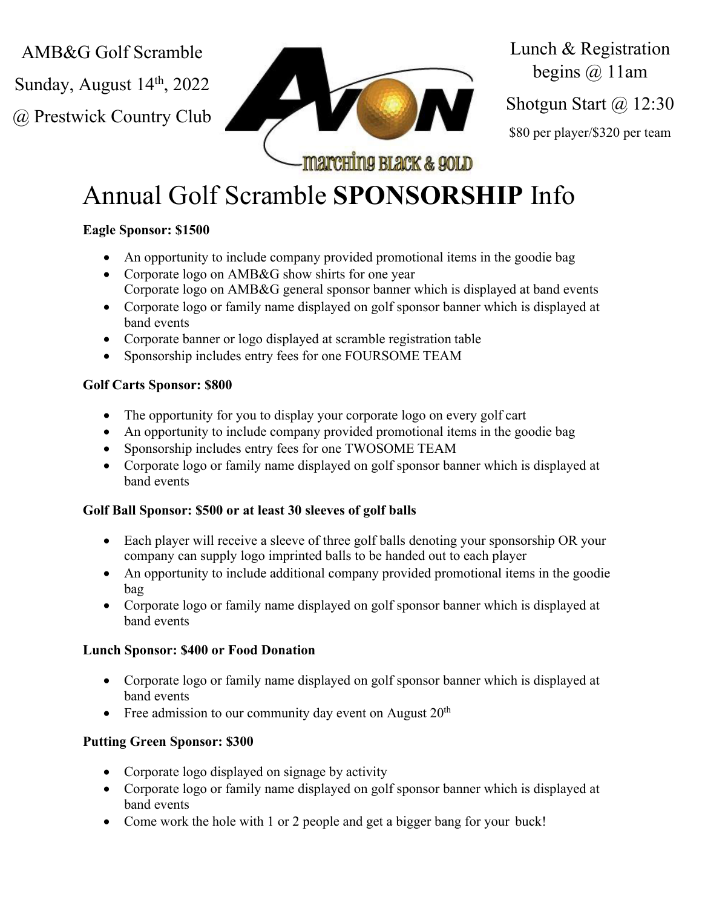AMB&G Golf Scramble

Sunday, August 14th, 2022

@ Prestwick Country Club

Lunch & Registration begins @ 11am

Shotgun Start @ 12:30

$80 per player/$320 per team

# Annual Golf Scramble **SPONSORSHIP** Info

**Eagle Sponsor: $1500**

- An opportunity to include company provided promotional items in the goodie bag
- Corporate logo on AMB&G show shirts for one year
  Corporate logo on AMB&G general sponsor banner which is displayed at band events
- Corporate logo or family name displayed on golf sponsor banner which is displayed at band events
- Corporate banner or logo displayed at scramble registration table
- Sponsorship includes entry fees for one FOURSOME TEAM

**Golf Carts Sponsor: $800**

- The opportunity for you to display your corporate logo on every golf cart
- An opportunity to include company provided promotional items in the goodie bag
- Sponsorship includes entry fees for one TWOSOME TEAM
- Corporate logo or family name displayed on golf sponsor banner which is displayed at band events

**Golf Ball Sponsor: $500 or at least 30 sleeves of golf balls**

- Each player will receive a sleeve of three golf balls denoting your sponsorship OR your company can supply logo imprinted balls to be handed out to each player
- An opportunity to include additional company provided promotional items in the goodie bag
- Corporate logo or family name displayed on golf sponsor banner which is displayed at band events

**Lunch Sponsor: $400 or Food Donation**

- Corporate logo or family name displayed on golf sponsor banner which is displayed at band events
- Free admission to our community day event on August 20th

**Putting Green Sponsor: $300**

- Corporate logo displayed on signage by activity
- Corporate logo or family name displayed on golf sponsor banner which is displayed at band events
- Come work the hole with 1 or 2 people and get a bigger bang for your buck!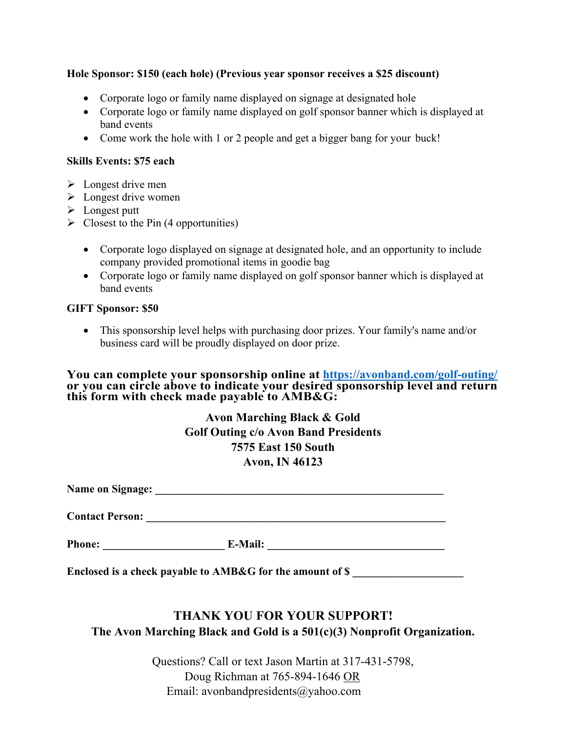**Hole Sponsor: $150 (each hole) (Previous year sponsor receives a $25 discount)**

- Corporate logo or family name displayed on signage at designated hole
- Corporate logo or family name displayed on golf sponsor banner which is displayed at band events
- Come work the hole with 1 or 2 people and get a bigger bang for your buck!

**Skills Events: $75 each**

- Longest drive men
- Longest drive women
- Longest putt
- Closest to the Pin (4 opportunities)

  - Corporate logo displayed on signage at designated hole, and an opportunity to include company provided promotional items in goodie bag
  - Corporate logo or family name displayed on golf sponsor banner which is displayed at band events

**GIFT Sponsor: $50**

- This sponsorship level helps with purchasing door prizes. Your family's name and/or business card will be proudly displayed on door prize.

**You can complete your sponsorship online at [https://avonband.com/golf-outing/](https://avonband.com/golf-outing/) or you can circle above to indicate your desired sponsorship level and return this form with check made payable to AMB&G:**

**Avon Marching Black & Gold**
**Golf Outing c/o Avon Band Presidents**
**7575 East 150 South**
**Avon, IN 46123**

**Name on Signage:** ______________________________________________________

**Contact Person:** ________________________________________________________

**Phone:** ______________________ **E-Mail:** _________________________________

**Enclosed is a check payable to AMB&G for the amount of $** ___________________

## THANK YOU FOR YOUR SUPPORT!

**The Avon Marching Black and Gold is a 501(c)(3) Nonprofit Organization.**

Questions? Call or text Jason Martin at 317-431-5798,
Doug Richman at 765-894-1646 OR
Email: avonbandpresidents@yahoo.com